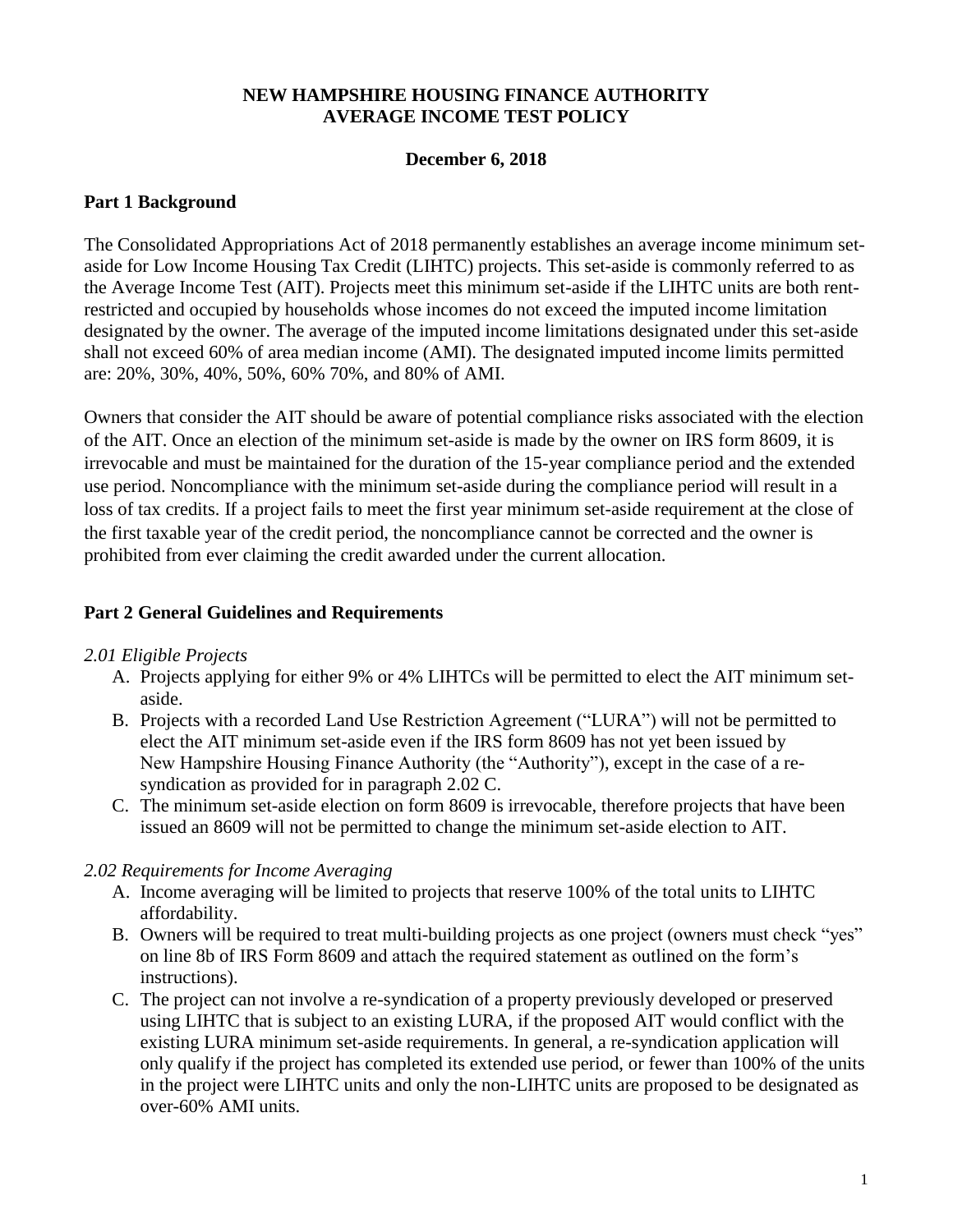# NEW HAMPSHIRE HOUSING FINANCE AUTHORITY
# AVERAGE INCOME TEST POLICY

**December 6, 2018**

## Part 1 Background

The Consolidated Appropriations Act of 2018 permanently establishes an average income minimum set-aside for Low Income Housing Tax Credit (LIHTC) projects. This set-aside is commonly referred to as the Average Income Test (AIT). Projects meet this minimum set-aside if the LIHTC units are both rent-restricted and occupied by households whose incomes do not exceed the imputed income limitation designated by the owner. The average of the imputed income limitations designated under this set-aside shall not exceed 60% of area median income (AMI). The designated imputed income limits permitted are: 20%, 30%, 40%, 50%, 60% 70%, and 80% of AMI.

Owners that consider the AIT should be aware of potential compliance risks associated with the election of the AIT. Once an election of the minimum set-aside is made by the owner on IRS form 8609, it is irrevocable and must be maintained for the duration of the 15-year compliance period and the extended use period. Noncompliance with the minimum set-aside during the compliance period will result in a loss of tax credits. If a project fails to meet the first year minimum set-aside requirement at the close of the first taxable year of the credit period, the noncompliance cannot be corrected and the owner is prohibited from ever claiming the credit awarded under the current allocation.

## Part 2 General Guidelines and Requirements

### *2.01 Eligible Projects*

A. Projects applying for either 9% or 4% LIHTCs will be permitted to elect the AIT minimum set-aside.

B. Projects with a recorded Land Use Restriction Agreement ("LURA") will not be permitted to elect the AIT minimum set-aside even if the IRS form 8609 has not yet been issued by New Hampshire Housing Finance Authority (the "Authority"), except in the case of a re-syndication as provided for in paragraph 2.02 C.

C. The minimum set-aside election on form 8609 is irrevocable, therefore projects that have been issued an 8609 will not be permitted to change the minimum set-aside election to AIT.

### *2.02 Requirements for Income Averaging*

A. Income averaging will be limited to projects that reserve 100% of the total units to LIHTC affordability.

B. Owners will be required to treat multi-building projects as one project (owners must check "yes" on line 8b of IRS Form 8609 and attach the required statement as outlined on the form's instructions).

C. The project can not involve a re-syndication of a property previously developed or preserved using LIHTC that is subject to an existing LURA, if the proposed AIT would conflict with the existing LURA minimum set-aside requirements. In general, a re-syndication application will only qualify if the project has completed its extended use period, or fewer than 100% of the units in the project were LIHTC units and only the non-LIHTC units are proposed to be designated as over-60% AMI units.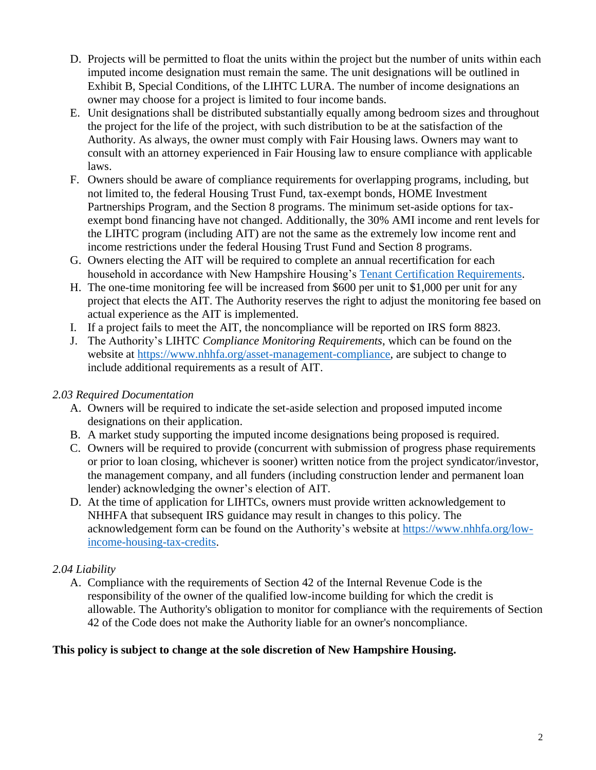D. Projects will be permitted to float the units within the project but the number of units within each imputed income designation must remain the same. The unit designations will be outlined in Exhibit B, Special Conditions, of the LIHTC LURA. The number of income designations an owner may choose for a project is limited to four income bands.

E. Unit designations shall be distributed substantially equally among bedroom sizes and throughout the project for the life of the project, with such distribution to be at the satisfaction of the Authority. As always, the owner must comply with Fair Housing laws. Owners may want to consult with an attorney experienced in Fair Housing law to ensure compliance with applicable laws.

F. Owners should be aware of compliance requirements for overlapping programs, including, but not limited to, the federal Housing Trust Fund, tax-exempt bonds, HOME Investment Partnerships Program, and the Section 8 programs. The minimum set-aside options for tax-exempt bond financing have not changed. Additionally, the 30% AMI income and rent levels for the LIHTC program (including AIT) are not the same as the extremely low income rent and income restrictions under the federal Housing Trust Fund and Section 8 programs.

G. Owners electing the AIT will be required to complete an annual recertification for each household in accordance with New Hampshire Housing's [Tenant Certification Requirements](Tenant Certification Requirements).

H. The one-time monitoring fee will be increased from $600 per unit to $1,000 per unit for any project that elects the AIT. The Authority reserves the right to adjust the monitoring fee based on actual experience as the AIT is implemented.

I. If a project fails to meet the AIT, the noncompliance will be reported on IRS form 8823.

J. The Authority's LIHTC *Compliance Monitoring Requirements*, which can be found on the website at https://www.nhhfa.org/asset-management-compliance, are subject to change to include additional requirements as a result of AIT.

*2.03 Required Documentation*

A. Owners will be required to indicate the set-aside selection and proposed imputed income designations on their application.

B. A market study supporting the imputed income designations being proposed is required.

C. Owners will be required to provide (concurrent with submission of progress phase requirements or prior to loan closing, whichever is sooner) written notice from the project syndicator/investor, the management company, and all funders (including construction lender and permanent loan lender) acknowledging the owner's election of AIT.

D. At the time of application for LIHTCs, owners must provide written acknowledgement to NHHFA that subsequent IRS guidance may result in changes to this policy. The acknowledgement form can be found on the Authority's website at https://www.nhhfa.org/low-income-housing-tax-credits.

*2.04 Liability*

A. Compliance with the requirements of Section 42 of the Internal Revenue Code is the responsibility of the owner of the qualified low-income building for which the credit is allowable. The Authority's obligation to monitor for compliance with the requirements of Section 42 of the Code does not make the Authority liable for an owner's noncompliance.

**This policy is subject to change at the sole discretion of New Hampshire Housing.**